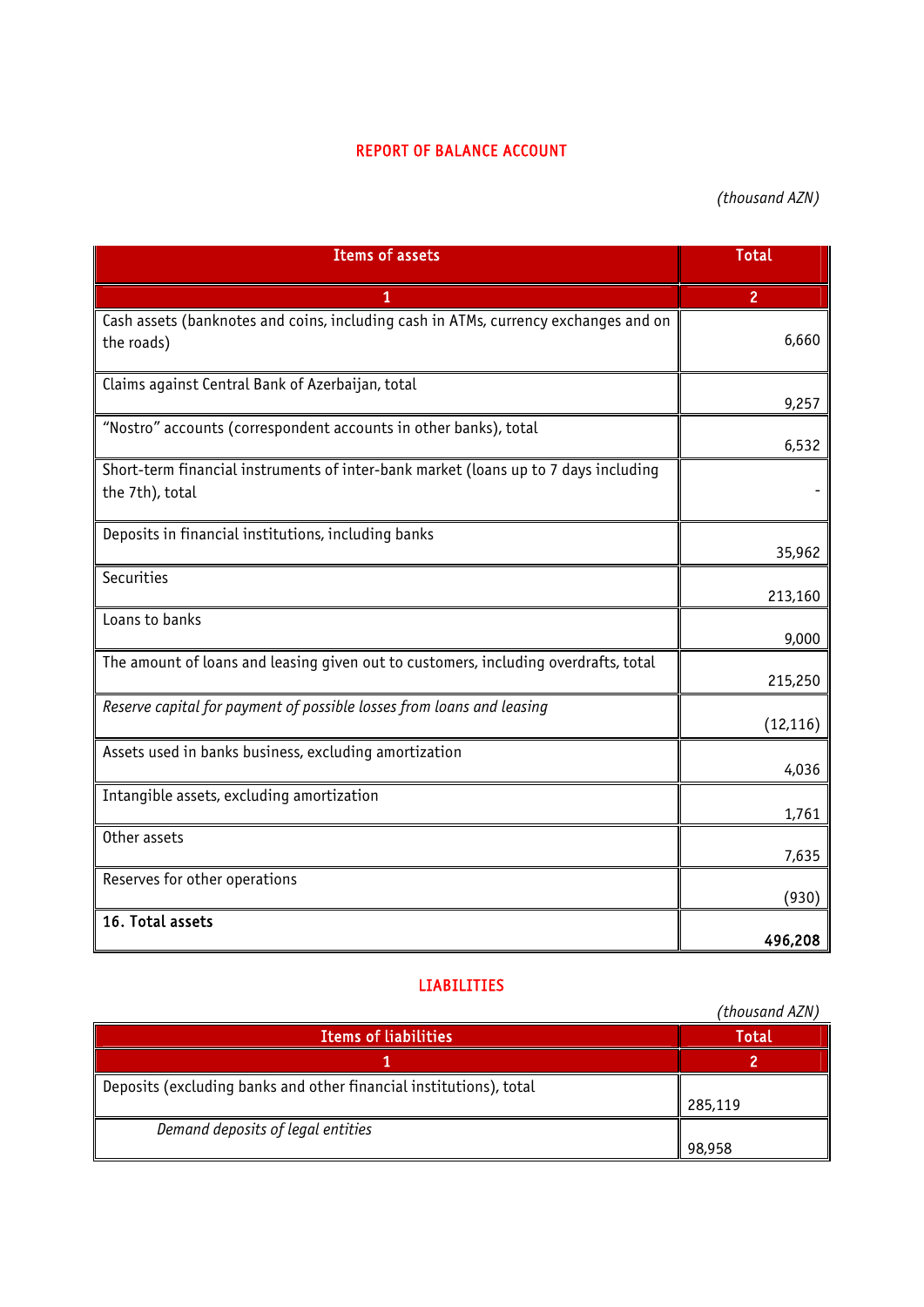# REPORT OF BALANCE ACCOUNT

*(thousand AZN)*

| Items of assets | Total |
|---|---|
| 1 | 2 |
| Cash assets (banknotes and coins, including cash in ATMs, currency exchanges and on the roads) | 6,660 |
| Claims against Central Bank of Azerbaijan, total | 9,257 |
| "Nostro" accounts (correspondent accounts in other banks), total | 6,532 |
| Short-term financial instruments of inter-bank market (loans up to 7 days including the 7th), total | - |
| Deposits in financial institutions, including banks | 35,962 |
| Securities | 213,160 |
| Loans to banks | 9,000 |
| The amount of loans and leasing given out to customers, including overdrafts, total | 215,250 |
| *Reserve capital for payment of possible losses from loans and leasing* | (12,116) |
| Assets used in banks business, excluding amortization | 4,036 |
| Intangible assets, excluding amortization | 1,761 |
| Other assets | 7,635 |
| Reserves for other operations | (930) |
| **16. Total assets** | **496,208** |

## LIABILITIES

*(thousand AZN)*

| Items of liabilities | Total |
|---|---|
| 1 | 2 |
| Deposits (excluding banks and other financial institutions), total | 285,119 |
| *Demand deposits of legal entities* | 98,958 |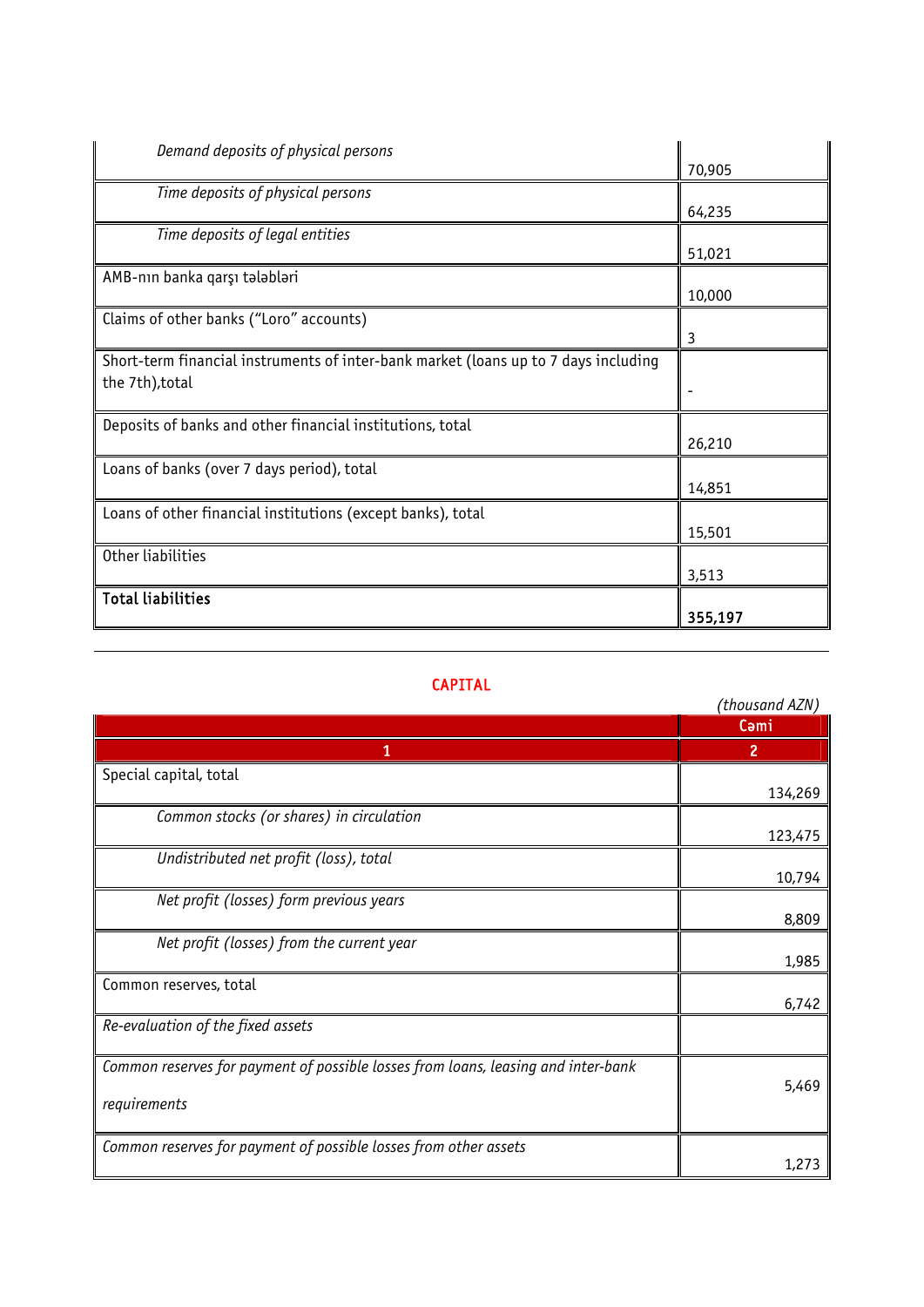| | |
|---|---|
| *Demand deposits of physical persons* | 70,905 |
| *Time deposits of physical persons* | 64,235 |
| *Time deposits of legal entities* | 51,021 |
| AMB-nın banka qarşı tələbləri | 10,000 |
| Claims of other banks ("Loro" accounts) | 3 |
| Short-term financial instruments of inter-bank market (loans up to 7 days including the 7th),total | - |
| Deposits of banks and other financial institutions, total | 26,210 |
| Loans of banks (over 7 days period), total | 14,851 |
| Loans of other financial institutions (except banks), total | 15,501 |
| Other liabilities | 3,513 |
| **Total liabilities** | **355,197** |

---

## CAPITAL

*(thousand AZN)*

| | Cəmi |
|---|---|
| 1 | 2 |
| Special capital, total | 134,269 |
| *Common stocks (or shares) in circulation* | 123,475 |
| *Undistributed net profit (loss), total* | 10,794 |
| *Net profit (losses) form previous years* | 8,809 |
| *Net profit (losses) from the current year* | 1,985 |
| Common reserves, total | 6,742 |
| *Re-evaluation of the fixed assets* | |
| *Common reserves for payment of possible losses from loans, leasing and inter-bank requirements* | 5,469 |
| *Common reserves for payment of possible losses from other assets* | 1,273 |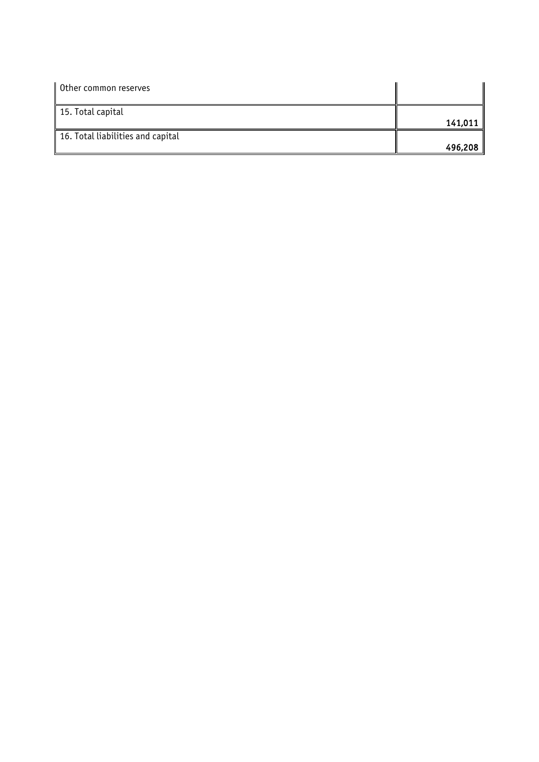| | |
|---|---|
| Other common reserves | |
| 15. Total capital | 141,011 |
| 16. Total liabilities and capital | 496,208 |